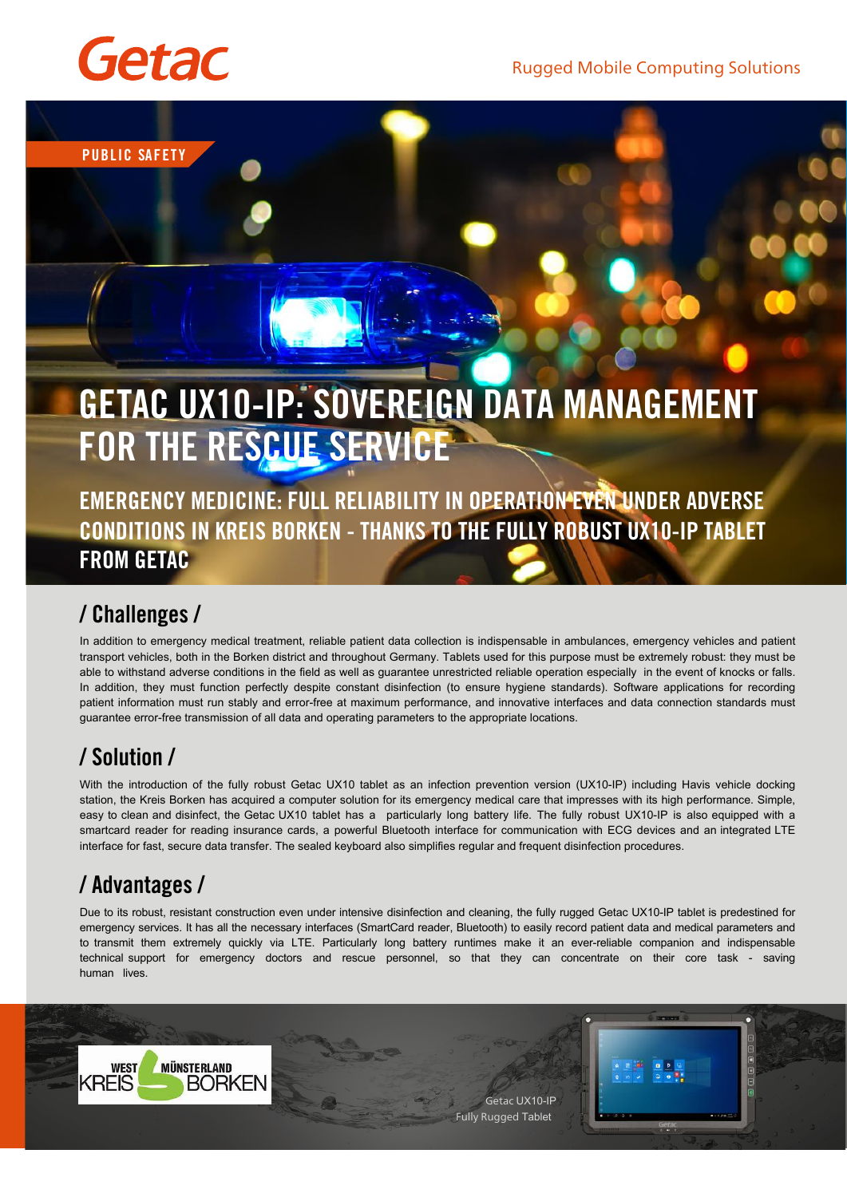Getac

Rugged Mobile Computing Solutions

PUBLIC SAFETY

# GETAC UX10-IP: SOVEREIGN DATA MANAGEMENT FOR THE RESCUE SERVICE

## EMERGENCY MEDICINE: FULL RELIABILITY IN OPERATION EVEN UNDER ADVERSE CONDITIONS IN KREIS BORKEN - THANKS TO THE FULLY ROBUST UX10-IP TABLET FROM GETAC

## / Challenges /

In addition to emergency medical treatment, reliable patient data collection is indispensable in ambulances, emergency vehicles and patient transport vehicles, both in the Borken district and throughout Germany. Tablets used for this purpose must be extremely robust: they must be able to withstand adverse conditions in the field as well as guarantee unrestricted reliable operation especially in the event of knocks or falls. In addition, they must function perfectly despite constant disinfection (to ensure hygiene standards). Software applications for recording patient information must run stably and error-free at maximum performance, and innovative interfaces and data connection standards must guarantee error-free transmission of all data and operating parameters to the appropriate locations.

## / Solution /

With the introduction of the fully robust Getac UX10 tablet as an infection prevention version (UX10-IP) including Havis vehicle docking station, the Kreis Borken has acquired a computer solution for its emergency medical care that impresses with its high performance. Simple, easy to clean and disinfect, the Getac UX10 tablet has a particularly long battery life. The fully robust UX10-IP is also equipped with a smartcard reader for reading insurance cards, a powerful Bluetooth interface for communication with ECG devices and an integrated LTE interface for fast, secure data transfer. The sealed keyboard also simplifies regular and frequent disinfection procedures.

## / Advantages /

Due to its robust, resistant construction even under intensive disinfection and cleaning, the fully rugged Getac UX10-IP tablet is predestined for emergency services. It has all the necessary interfaces (SmartCard reader, Bluetooth) to easily record patient data and medical parameters and to transmit them extremely quickly via LTE. Particularly long battery runtimes make it an ever-reliable companion and indispensable technical support for emergency doctors and rescue personnel, so that they can concentrate on their core task - saving human lives.

WEST MÜNSTERLAND KREIS BORKEN

Getac UX10-IP
Fully Rugged Tablet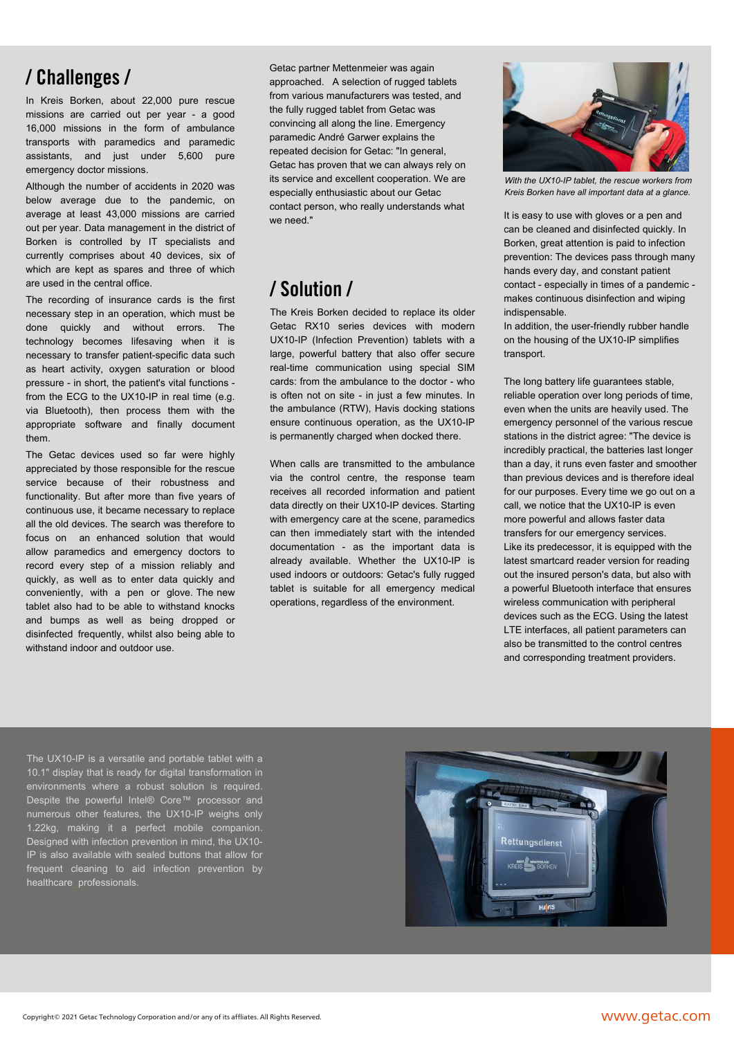## / Challenges /

In Kreis Borken, about 22,000 pure rescue missions are carried out per year - a good 16,000 missions in the form of ambulance transports with paramedics and paramedic assistants, and just under 5,600 pure emergency doctor missions.

Although the number of accidents in 2020 was below average due to the pandemic, on average at least 43,000 missions are carried out per year. Data management in the district of Borken is controlled by IT specialists and currently comprises about 40 devices, six of which are kept as spares and three of which are used in the central office.

The recording of insurance cards is the first necessary step in an operation, which must be done quickly and without errors. The technology becomes lifesaving when it is necessary to transfer patient-specific data such as heart activity, oxygen saturation or blood pressure - in short, the patient's vital functions - from the ECG to the UX10-IP in real time (e.g. via Bluetooth), then process them with the appropriate software and finally document them.

The Getac devices used so far were highly appreciated by those responsible for the rescue service because of their robustness and functionality. But after more than five years of continuous use, it became necessary to replace all the old devices. The search was therefore to focus on an enhanced solution that would allow paramedics and emergency doctors to record every step of a mission reliably and quickly, as well as to enter data quickly and conveniently, with a pen or glove. The new tablet also had to be able to withstand knocks and bumps as well as being dropped or disinfected frequently, whilst also being able to withstand indoor and outdoor use.

Getac partner Mettenmeier was again approached. A selection of rugged tablets from various manufacturers was tested, and the fully rugged tablet from Getac was convincing all along the line. Emergency paramedic André Garwer explains the repeated decision for Getac: "In general, Getac has proven that we can always rely on its service and excellent cooperation. We are especially enthusiastic about our Getac contact person, who really understands what we need."

## / Solution /

The Kreis Borken decided to replace its older Getac RX10 series devices with modern UX10-IP (Infection Prevention) tablets with a large, powerful battery that also offer secure real-time communication using special SIM cards: from the ambulance to the doctor - who is often not on site - in just a few minutes. In the ambulance (RTW), Havis docking stations ensure continuous operation, as the UX10-IP is permanently charged when docked there.

When calls are transmitted to the ambulance via the control centre, the response team receives all recorded information and patient data directly on their UX10-IP devices. Starting with emergency care at the scene, paramedics can then immediately start with the intended documentation - as the important data is already available. Whether the UX10-IP is used indoors or outdoors: Getac's fully rugged tablet is suitable for all emergency medical operations, regardless of the environment.

*With the UX10-IP tablet, the rescue workers from Kreis Borken have all important data at a glance.*

It is easy to use with gloves or a pen and can be cleaned and disinfected quickly. In Borken, great attention is paid to infection prevention: The devices pass through many hands every day, and constant patient contact - especially in times of a pandemic - makes continuous disinfection and wiping indispensable.
In addition, the user-friendly rubber handle on the housing of the UX10-IP simplifies transport.

The long battery life guarantees stable, reliable operation over long periods of time, even when the units are heavily used. The emergency personnel of the various rescue stations in the district agree: "The device is incredibly practical, the batteries last longer than a day, it runs even faster and smoother than previous devices and is therefore ideal for our purposes. Every time we go out on a call, we notice that the UX10-IP is even more powerful and allows faster data transfers for our emergency services.
Like its predecessor, it is equipped with the latest smartcard reader version for reading out the insured person's data, but also with a powerful Bluetooth interface that ensures wireless communication with peripheral devices such as the ECG. Using the latest LTE interfaces, all patient parameters can also be transmitted to the control centres and corresponding treatment providers.

The UX10-IP is a versatile and portable tablet with a 10.1" display that is ready for digital transformation in environments where a robust solution is required. Despite the powerful Intel® Core™ processor and numerous other features, the UX10-IP weighs only 1.22kg, making it a perfect mobile companion. Designed with infection prevention in mind, the UX10-IP is also available with sealed buttons that allow for frequent cleaning to aid infection prevention by healthcare professionals.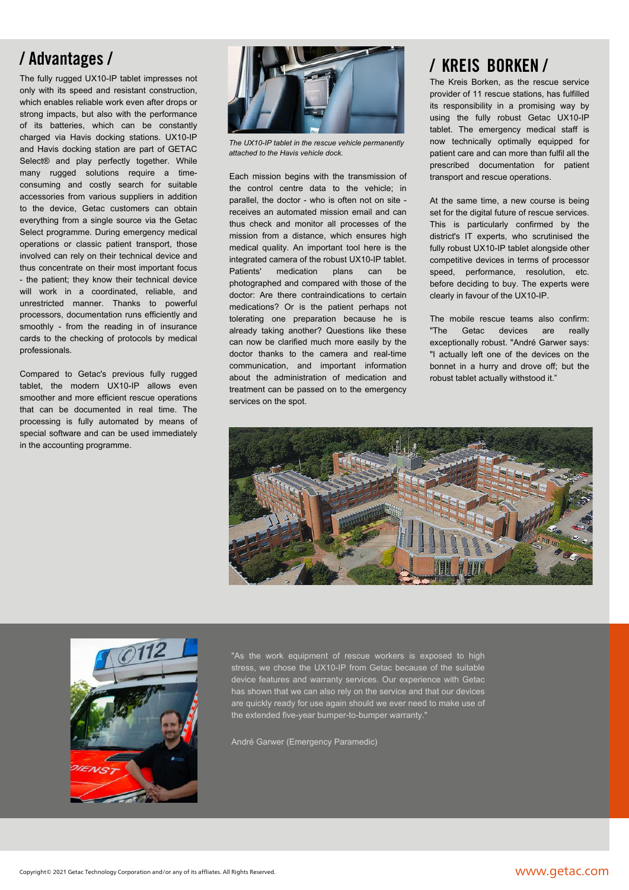## / Advantages /

The fully rugged UX10-IP tablet impresses not only with its speed and resistant construction, which enables reliable work even after drops or strong impacts, but also with the performance of its batteries, which can be constantly charged via Havis docking stations. UX10-IP and Havis docking station are part of GETAC Select® and play perfectly together. While many rugged solutions require a time-consuming and costly search for suitable accessories from various suppliers in addition to the device, Getac customers can obtain everything from a single source via the Getac Select programme. During emergency medical operations or classic patient transport, those involved can rely on their technical device and thus concentrate on their most important focus - the patient; they know their technical device will work in a coordinated, reliable, and unrestricted manner. Thanks to powerful processors, documentation runs efficiently and smoothly - from the reading in of insurance cards to the checking of protocols by medical professionals.

Compared to Getac's previous fully rugged tablet, the modern UX10-IP allows even smoother and more efficient rescue operations that can be documented in real time. The processing is fully automated by means of special software and can be used immediately in the accounting programme.

*The UX10-IP tablet in the rescue vehicle permanently attached to the Havis vehicle dock.*

Each mission begins with the transmission of the control centre data to the vehicle; in parallel, the doctor - who is often not on site - receives an automated mission email and can thus check and monitor all processes of the mission from a distance, which ensures high medical quality. An important tool here is the integrated camera of the robust UX10-IP tablet. Patients' medication plans can be photographed and compared with those of the doctor: Are there contraindications to certain medications? Or is the patient perhaps not tolerating one preparation because he is already taking another? Questions like these can now be clarified much more easily by the doctor thanks to the camera and real-time communication, and important information about the administration of medication and treatment can be passed on to the emergency services on the spot.

## / KREIS BORKEN /

The Kreis Borken, as the rescue service provider of 11 rescue stations, has fulfilled its responsibility in a promising way by using the fully robust Getac UX10-IP tablet. The emergency medical staff is now technically optimally equipped for patient care and can more than fulfil all the prescribed documentation for patient transport and rescue operations.

At the same time, a new course is being set for the digital future of rescue services. This is particularly confirmed by the district's IT experts, who scrutinised the fully robust UX10-IP tablet alongside other competitive devices in terms of processor speed, performance, resolution, etc. before deciding to buy. The experts were clearly in favour of the UX10-IP.

The mobile rescue teams also confirm: "The Getac devices are really exceptionally robust. "André Garwer says: "I actually left one of the devices on the bonnet in a hurry and drove off; but the robust tablet actually withstood it."

"As the work equipment of rescue workers is exposed to high stress, we chose the UX10-IP from Getac because of the suitable device features and warranty services. Our experience with Getac has shown that we can also rely on the service and that our devices are quickly ready for use again should we ever need to make use of the extended five-year bumper-to-bumper warranty."

André Garwer (Emergency Paramedic)

Copyright© 2021 Getac Technology Corporation and/or any of its affliates. All Rights Reserved.

www.getac.com